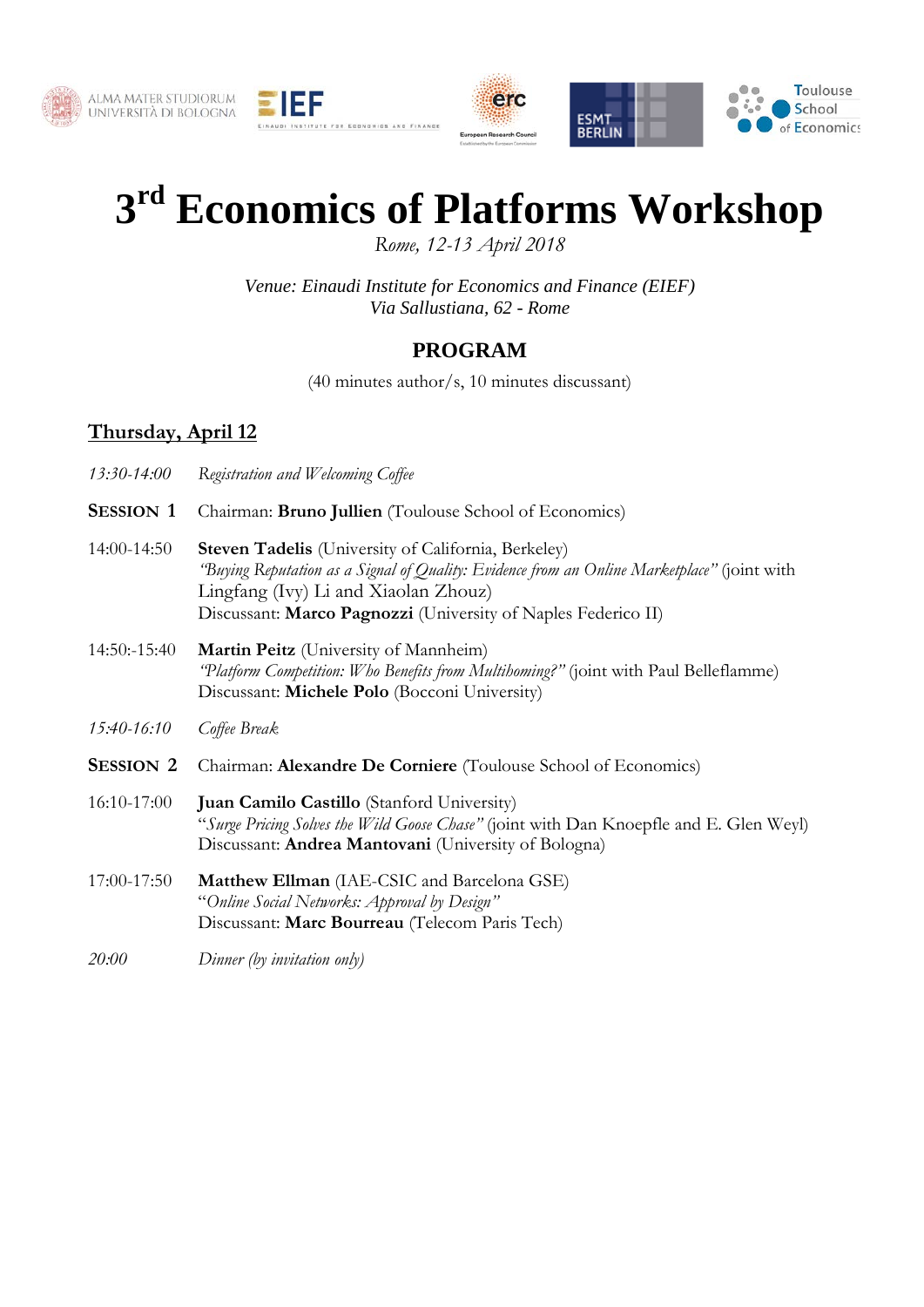ALMA MATER STUDIORUM UNIVERSITÀ DI BOLOGNA | EIEF Einaudi Institute for Economics and Finance | erc European Research Council | ESMT Berlin | Toulouse School of Economics

# 3rd Economics of Platforms Workshop

*Rome, 12-13 April 2018*

*Venue: Einaudi Institute for Economics and Finance (EIEF)*
*Via Sallustiana, 62 - Rome*

## PROGRAM

(40 minutes author/s, 10 minutes discussant)

### Thursday, April 12

*13:30-14:00* *Registration and Welcoming Coffee*

**SESSION 1** Chairman: **Bruno Jullien** (Toulouse School of Economics)

14:00-14:50 **Steven Tadelis** (University of California, Berkeley)
*"Buying Reputation as a Signal of Quality: Evidence from an Online Marketplace"* (joint with Lingfang (Ivy) Li and Xiaolan Zhouz)
Discussant: **Marco Pagnozzi** (University of Naples Federico II)

14:50:-15:40 **Martin Peitz** (University of Mannheim)
*"Platform Competition: Who Benefits from Multihoming?"* (joint with Paul Belleflamme)
Discussant: **Michele Polo** (Bocconi University)

*15:40-16:10* *Coffee Break*

**SESSION 2** Chairman: **Alexandre De Corniere** (Toulouse School of Economics)

16:10-17:00 **Juan Camilo Castillo** (Stanford University)
"*Surge Pricing Solves the Wild Goose Chase"* (joint with Dan Knoepfle and E. Glen Weyl)
Discussant: **Andrea Mantovani** (University of Bologna)

17:00-17:50 **Matthew Ellman** (IAE-CSIC and Barcelona GSE)
"*Online Social Networks: Approval by Design"*
Discussant: **Marc Bourreau** (Telecom Paris Tech)

*20:00* *Dinner (by invitation only)*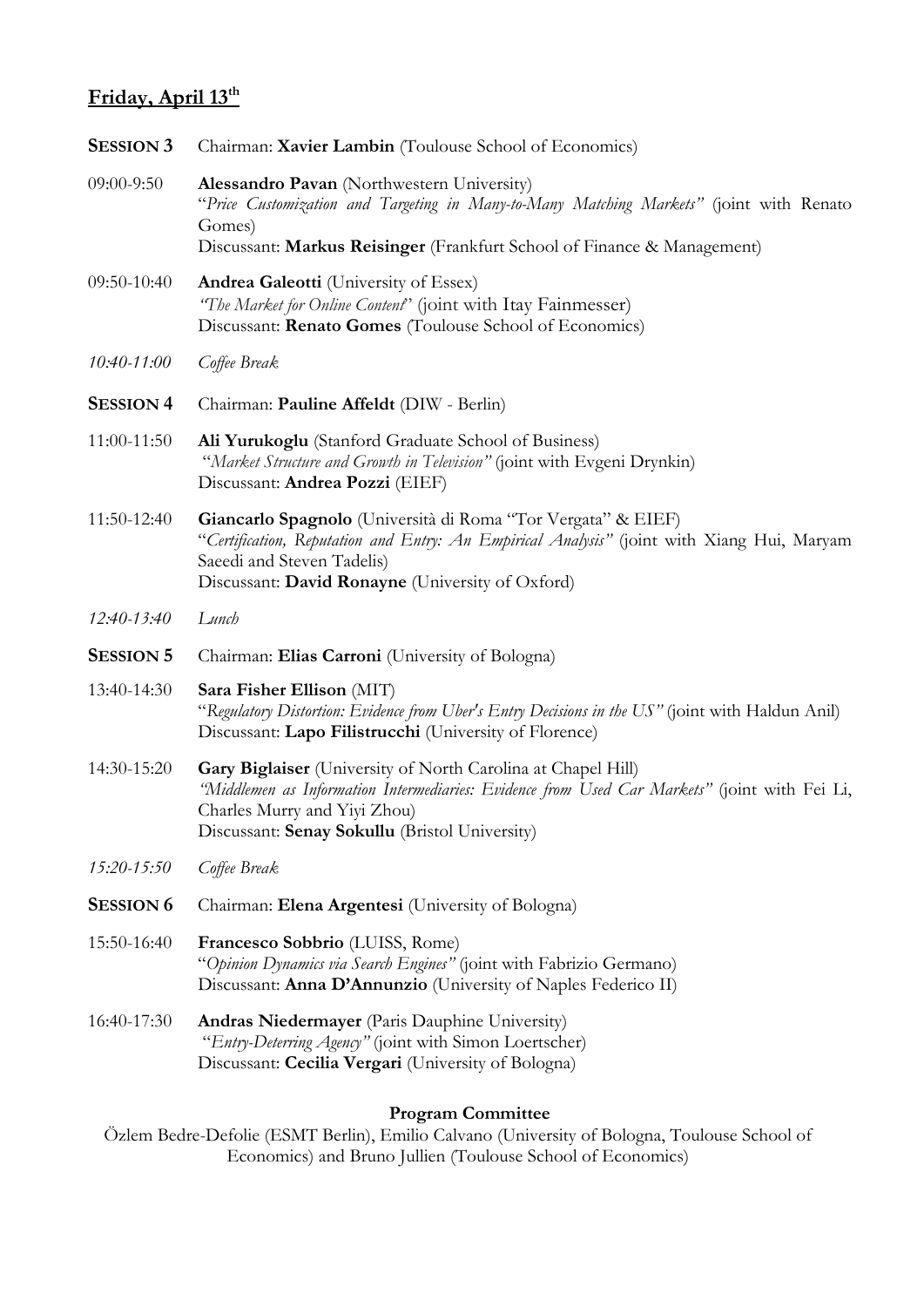## Friday, April 13th

**SESSION 3** Chairman: **Xavier Lambin** (Toulouse School of Economics)

09:00-9:50 **Alessandro Pavan** (Northwestern University)
"*Price Customization and Targeting in Many-to-Many Matching Markets"* (joint with Renato Gomes)
Discussant: **Markus Reisinger** (Frankfurt School of Finance & Management)

09:50-10:40 **Andrea Galeotti** (University of Essex)
*"The Market for Online Content"* (joint with Itay Fainmesser)
Discussant: **Renato Gomes** (Toulouse School of Economics)

*10:40-11:00* *Coffee Break*

**SESSION 4** Chairman: **Pauline Affeldt** (DIW - Berlin)

11:00-11:50 **Ali Yurukoglu** (Stanford Graduate School of Business)
"*Market Structure and Growth in Television"* (joint with Evgeni Drynkin)
Discussant: **Andrea Pozzi** (EIEF)

11:50-12:40 **Giancarlo Spagnolo** (Università di Roma "Tor Vergata" & EIEF)
"*Certification, Reputation and Entry: An Empirical Analysis"* (joint with Xiang Hui, Maryam Saeedi and Steven Tadelis)
Discussant: **David Ronayne** (University of Oxford)

*12:40-13:40* *Lunch*

**SESSION 5** Chairman: **Elias Carroni** (University of Bologna)

13:40-14:30 **Sara Fisher Ellison** (MIT)
"*Regulatory Distortion: Evidence from Uber's Entry Decisions in the US"* (joint with Haldun Anil)
Discussant: **Lapo Filistrucchi** (University of Florence)

14:30-15:20 **Gary Biglaiser** (University of North Carolina at Chapel Hill)
*"Middlemen as Information Intermediaries: Evidence from Used Car Markets"* (joint with Fei Li, Charles Murry and Yiyi Zhou)
Discussant: **Senay Sokullu** (Bristol University)

*15:20-15:50* *Coffee Break*

**SESSION 6** Chairman: **Elena Argentesi** (University of Bologna)

15:50-16:40 **Francesco Sobbrio** (LUISS, Rome)
"*Opinion Dynamics via Search Engines"* (joint with Fabrizio Germano)
Discussant: **Anna D'Annunzio** (University of Naples Federico II)

16:40-17:30 **Andras Niedermayer** (Paris Dauphine University)
"*Entry-Deterring Agency"* (joint with Simon Loertscher)
Discussant: **Cecilia Vergari** (University of Bologna)

**Program Committee**

Özlem Bedre-Defolie (ESMT Berlin), Emilio Calvano (University of Bologna, Toulouse School of Economics) and Bruno Jullien (Toulouse School of Economics)